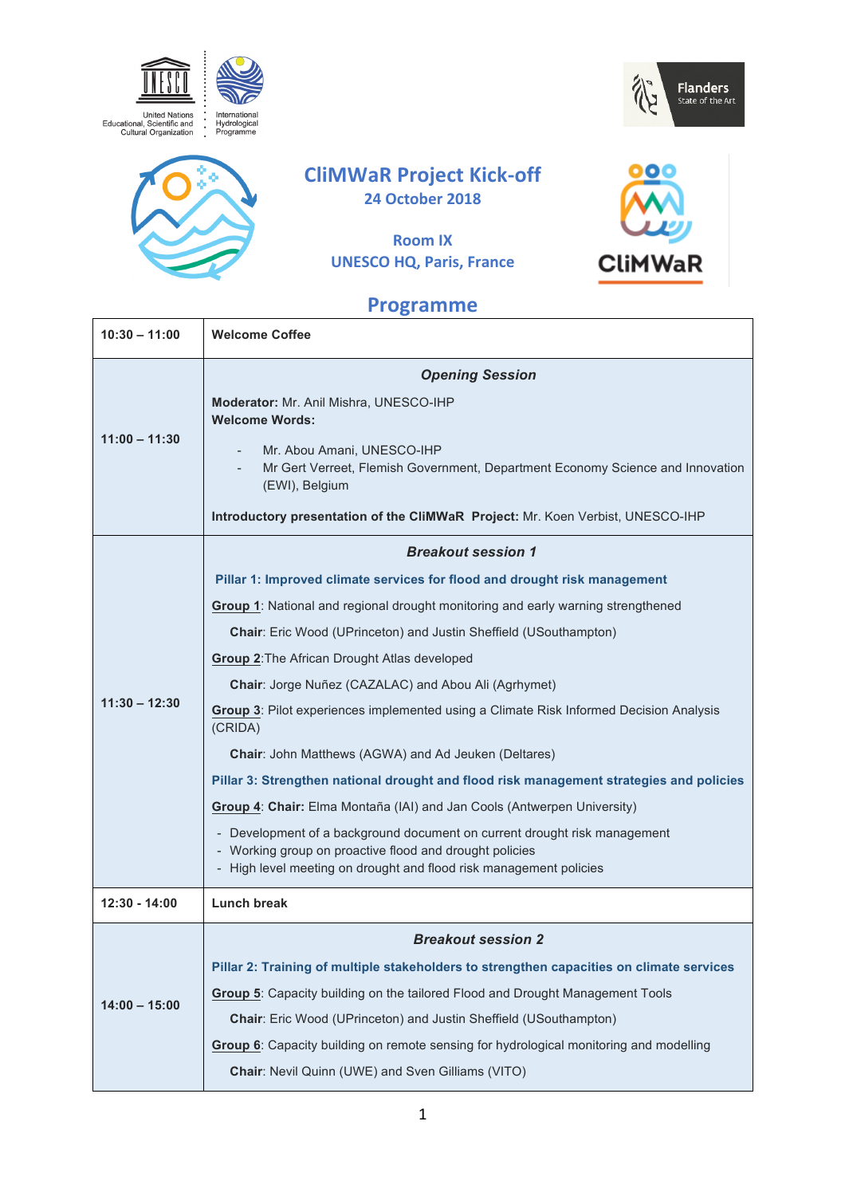United Nations Educational, Scientific and Cultural Organization

International Hydrological Programme

Flanders State of the Art

# CliMWaR Project Kick-off

**24 October 2018**

**Room IX**
**UNESCO HQ, Paris, France**

## Programme

| | |
|---|---|
| **10:30 – 11:00** | **Welcome Coffee** |
| **11:00 – 11:30** | ***Opening Session***<br><br>**Moderator:** Mr. Anil Mishra, UNESCO-IHP<br>**Welcome Words:**<br>- Mr. Abou Amani, UNESCO-IHP<br>- Mr Gert Verreet, Flemish Government, Department Economy Science and Innovation (EWI), Belgium<br><br>**Introductory presentation of the CliMWaR Project:** Mr. Koen Verbist, UNESCO-IHP |
| **11:30 – 12:30** | ***Breakout session 1***<br><br>**Pillar 1: Improved climate services for flood and drought risk management**<br><br>Group 1: National and regional drought monitoring and early warning strengthened<br>**Chair**: Eric Wood (UPrinceton) and Justin Sheffield (USouthampton)<br><br>Group 2: The African Drought Atlas developed<br>**Chair**: Jorge Nuñez (CAZALAC) and Abou Ali (Agrhymet)<br><br>Group 3: Pilot experiences implemented using a Climate Risk Informed Decision Analysis (CRIDA)<br>**Chair**: John Matthews (AGWA) and Ad Jeuken (Deltares)<br><br>**Pillar 3: Strengthen national drought and flood risk management strategies and policies**<br><br>Group 4: **Chair:** Elma Montaña (IAI) and Jan Cools (Antwerpen University)<br>- Development of a background document on current drought risk management<br>- Working group on proactive flood and drought policies<br>- High level meeting on drought and flood risk management policies |
| **12:30 - 14:00** | **Lunch break** |
| **14:00 – 15:00** | ***Breakout session 2***<br><br>**Pillar 2: Training of multiple stakeholders to strengthen capacities on climate services**<br><br>Group 5: Capacity building on the tailored Flood and Drought Management Tools<br>**Chair**: Eric Wood (UPrinceton) and Justin Sheffield (USouthampton)<br><br>Group 6: Capacity building on remote sensing for hydrological monitoring and modelling<br>**Chair**: Nevil Quinn (UWE) and Sven Gilliams (VITO) |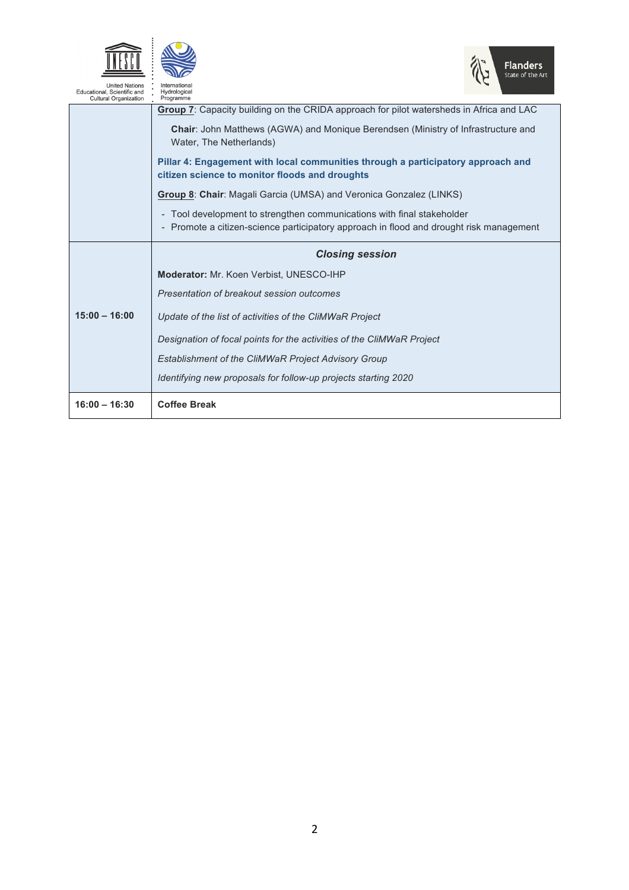| | |
|---|---|
| | **Group 7**: Capacity building on the CRIDA approach for pilot watersheds in Africa and LAC<br><br>**Chair**: John Matthews (AGWA) and Monique Berendsen (Ministry of Infrastructure and Water, The Netherlands)<br><br>**Pillar 4: Engagement with local communities through a participatory approach and citizen science to monitor floods and droughts**<br><br>**Group 8**: **Chair**: Magali Garcia (UMSA) and Veronica Gonzalez (LINKS)<br><br>- Tool development to strengthen communications with final stakeholder<br>- Promote a citizen-science participatory approach in flood and drought risk management |
| **15:00 – 16:00** | ***Closing session***<br><br>**Moderator:** Mr. Koen Verbist, UNESCO-IHP<br><br>*Presentation of breakout session outcomes*<br><br>*Update of the list of activities of the CliMWaR Project*<br><br>*Designation of focal points for the activities of the CliMWaR Project*<br><br>*Establishment of the CliMWaR Project Advisory Group*<br><br>*Identifying new proposals for follow-up projects starting 2020* |
| **16:00 – 16:30** | **Coffee Break** |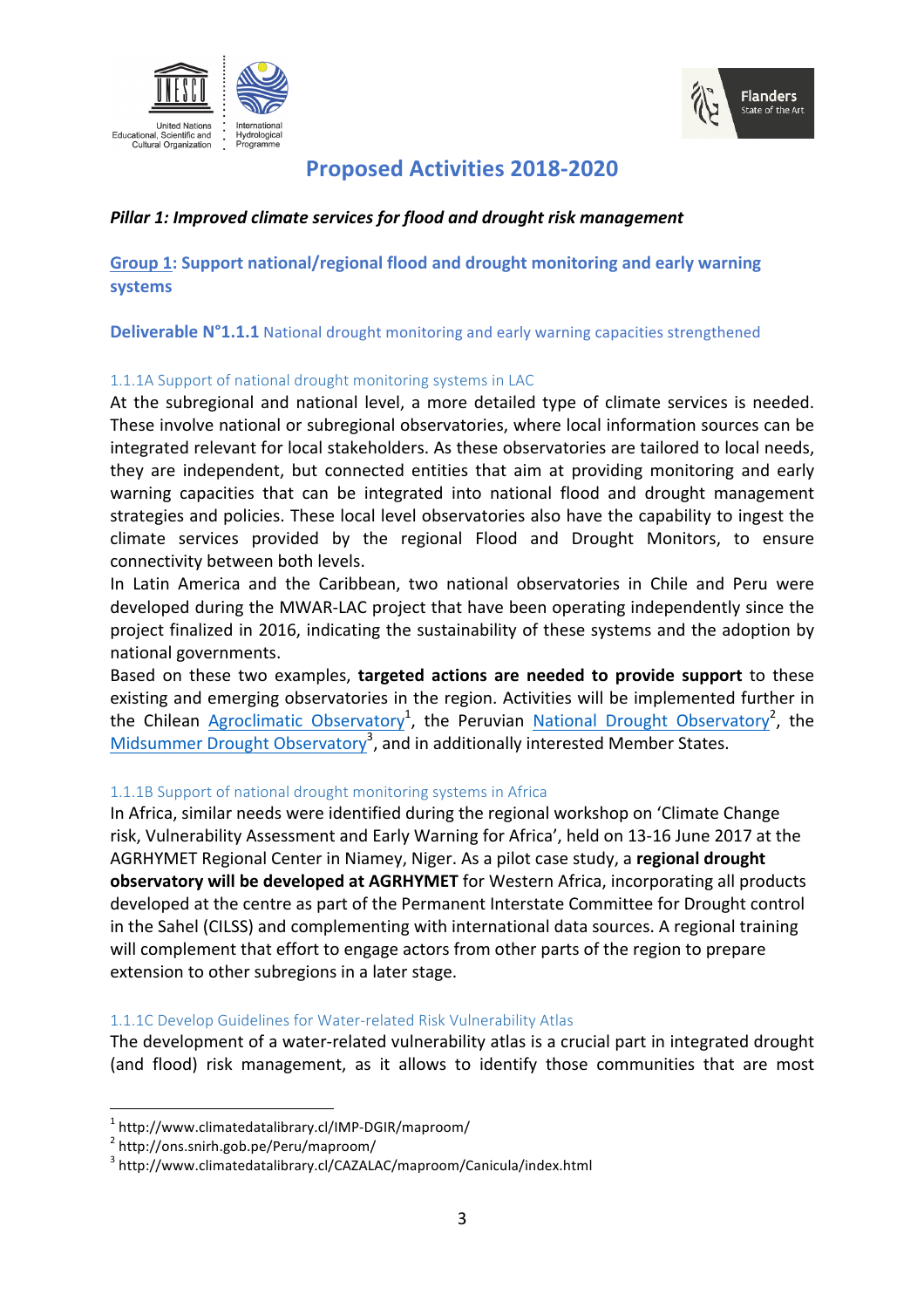# Proposed Activities 2018-2020

***Pillar 1: Improved climate services for flood and drought risk management***

## Group 1: Support national/regional flood and drought monitoring and early warning systems

### Deliverable N°1.1.1 National drought monitoring and early warning capacities strengthened

#### 1.1.1A Support of national drought monitoring systems in LAC

At the subregional and national level, a more detailed type of climate services is needed. These involve national or subregional observatories, where local information sources can be integrated relevant for local stakeholders. As these observatories are tailored to local needs, they are independent, but connected entities that aim at providing monitoring and early warning capacities that can be integrated into national flood and drought management strategies and policies. These local level observatories also have the capability to ingest the climate services provided by the regional Flood and Drought Monitors, to ensure connectivity between both levels.

In Latin America and the Caribbean, two national observatories in Chile and Peru were developed during the MWAR-LAC project that have been operating independently since the project finalized in 2016, indicating the sustainability of these systems and the adoption by national governments.

Based on these two examples, **targeted actions are needed to provide support** to these existing and emerging observatories in the region. Activities will be implemented further in the Chilean Agroclimatic Observatory[1], the Peruvian National Drought Observatory[2], the Midsummer Drought Observatory[3], and in additionally interested Member States.

#### 1.1.1B Support of national drought monitoring systems in Africa

In Africa, similar needs were identified during the regional workshop on 'Climate Change risk, Vulnerability Assessment and Early Warning for Africa', held on 13-16 June 2017 at the AGRHYMET Regional Center in Niamey, Niger. As a pilot case study, a **regional drought observatory will be developed at AGRHYMET** for Western Africa, incorporating all products developed at the centre as part of the Permanent Interstate Committee for Drought control in the Sahel (CILSS) and complementing with international data sources. A regional training will complement that effort to engage actors from other parts of the region to prepare extension to other subregions in a later stage.

#### 1.1.1C Develop Guidelines for Water-related Risk Vulnerability Atlas

The development of a water-related vulnerability atlas is a crucial part in integrated drought (and flood) risk management, as it allows to identify those communities that are most

---

[1] http://www.climatedatalibrary.cl/IMP-DGIR/maproom/

[2] http://ons.snirh.gob.pe/Peru/maproom/

[3] http://www.climatedatalibrary.cl/CAZALAC/maproom/Canicula/index.html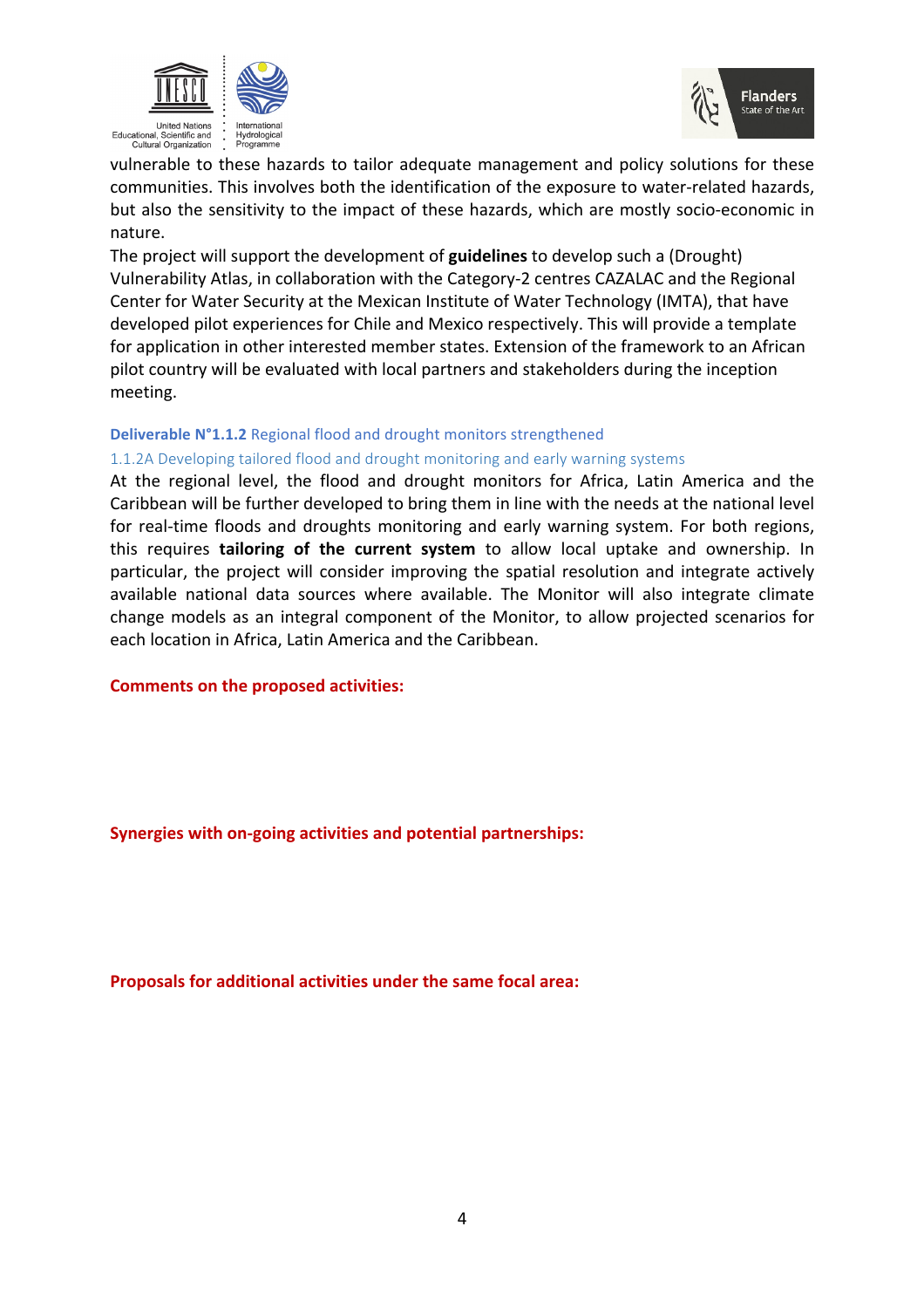vulnerable to these hazards to tailor adequate management and policy solutions for these communities. This involves both the identification of the exposure to water-related hazards, but also the sensitivity to the impact of these hazards, which are mostly socio-economic in nature.

The project will support the development of **guidelines** to develop such a (Drought) Vulnerability Atlas, in collaboration with the Category-2 centres CAZALAC and the Regional Center for Water Security at the Mexican Institute of Water Technology (IMTA), that have developed pilot experiences for Chile and Mexico respectively. This will provide a template for application in other interested member states. Extension of the framework to an African pilot country will be evaluated with local partners and stakeholders during the inception meeting.

### **Deliverable N°1.1.2** Regional flood and drought monitors strengthened

#### 1.1.2A Developing tailored flood and drought monitoring and early warning systems

At the regional level, the flood and drought monitors for Africa, Latin America and the Caribbean will be further developed to bring them in line with the needs at the national level for real-time floods and droughts monitoring and early warning system. For both regions, this requires **tailoring of the current system** to allow local uptake and ownership. In particular, the project will consider improving the spatial resolution and integrate actively available national data sources where available. The Monitor will also integrate climate change models as an integral component of the Monitor, to allow projected scenarios for each location in Africa, Latin America and the Caribbean.

**Comments on the proposed activities:**

**Synergies with on-going activities and potential partnerships:**

**Proposals for additional activities under the same focal area:**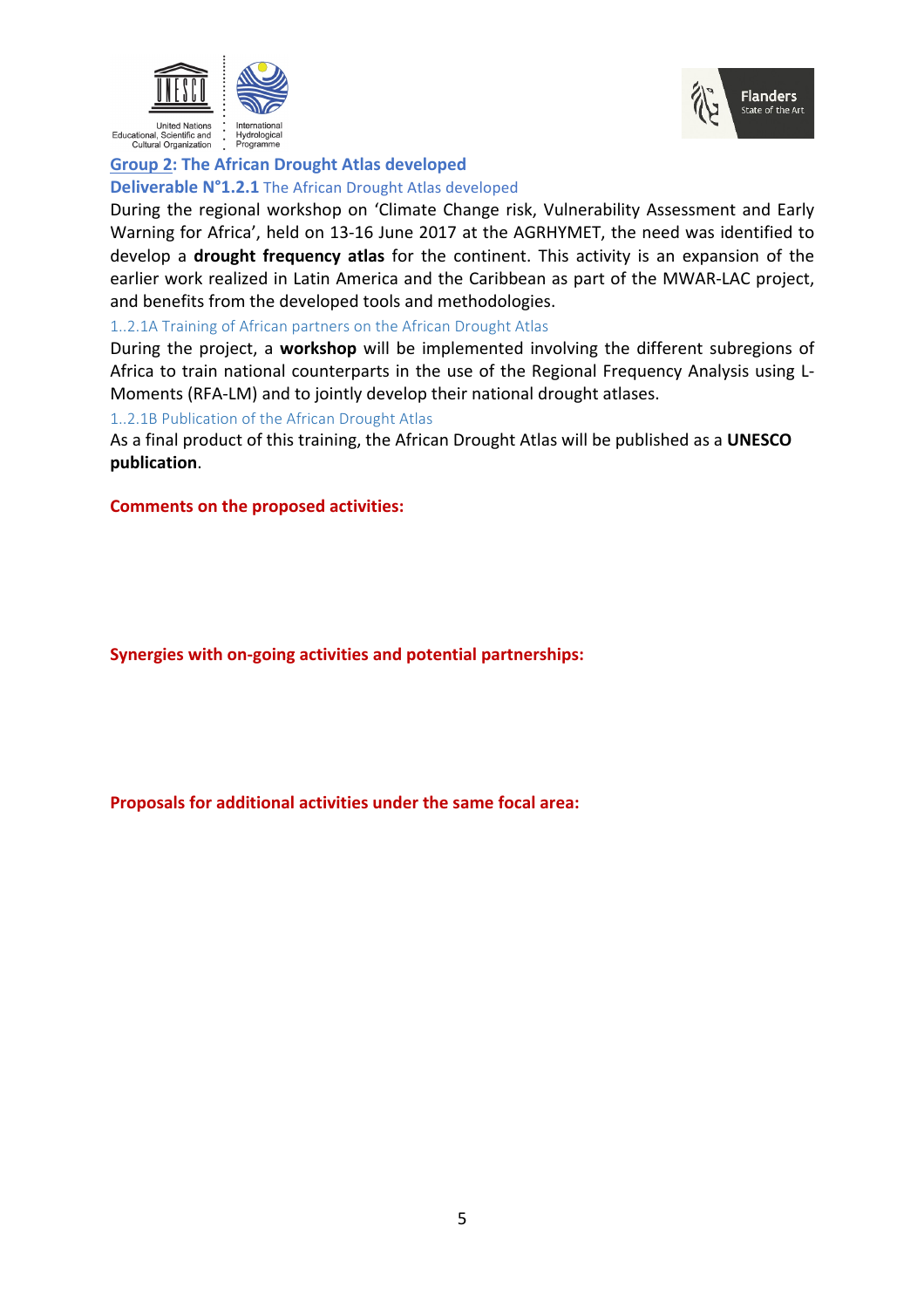## Group 2: The African Drought Atlas developed

### Deliverable N°1.2.1 The African Drought Atlas developed

During the regional workshop on 'Climate Change risk, Vulnerability Assessment and Early Warning for Africa', held on 13-16 June 2017 at the AGRHYMET, the need was identified to develop a **drought frequency atlas** for the continent. This activity is an expansion of the earlier work realized in Latin America and the Caribbean as part of the MWAR-LAC project, and benefits from the developed tools and methodologies.

#### 1..2.1A Training of African partners on the African Drought Atlas

During the project, a **workshop** will be implemented involving the different subregions of Africa to train national counterparts in the use of the Regional Frequency Analysis using L-Moments (RFA-LM) and to jointly develop their national drought atlases.

#### 1..2.1B Publication of the African Drought Atlas

As a final product of this training, the African Drought Atlas will be published as a **UNESCO publication**.

**Comments on the proposed activities:**

**Synergies with on-going activities and potential partnerships:**

**Proposals for additional activities under the same focal area:**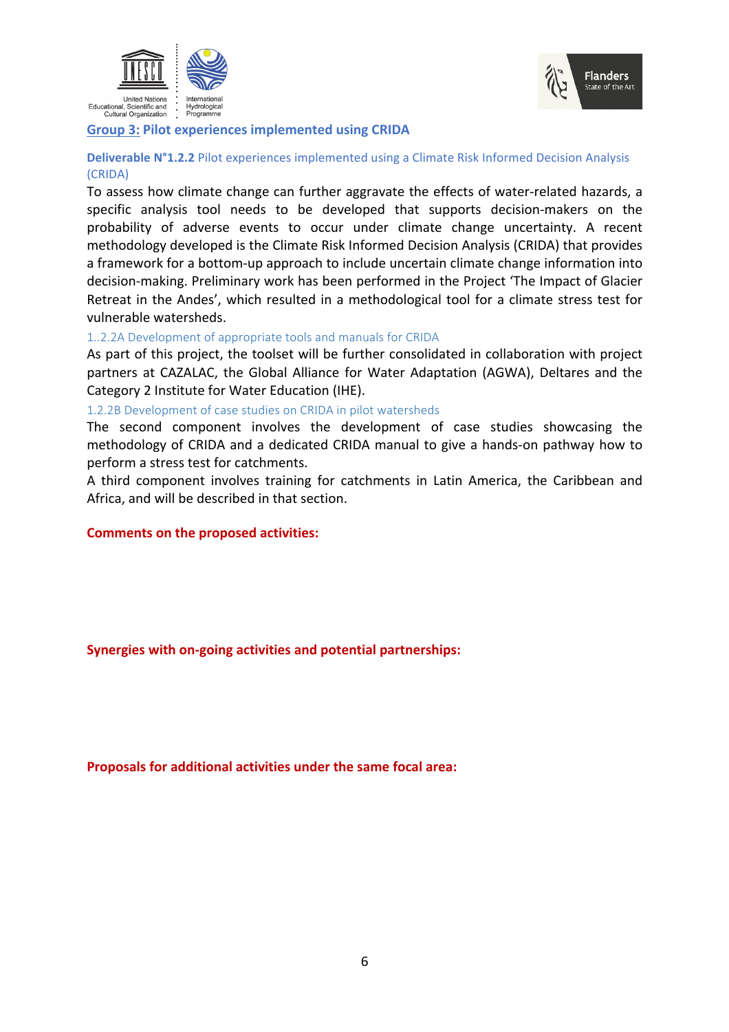## Group 3: Pilot experiences implemented using CRIDA

### **Deliverable N°1.2.2** Pilot experiences implemented using a Climate Risk Informed Decision Analysis (CRIDA)

To assess how climate change can further aggravate the effects of water-related hazards, a specific analysis tool needs to be developed that supports decision-makers on the probability of adverse events to occur under climate change uncertainty. A recent methodology developed is the Climate Risk Informed Decision Analysis (CRIDA) that provides a framework for a bottom-up approach to include uncertain climate change information into decision-making. Preliminary work has been performed in the Project 'The Impact of Glacier Retreat in the Andes', which resulted in a methodological tool for a climate stress test for vulnerable watersheds.

#### 1..2.2A Development of appropriate tools and manuals for CRIDA

As part of this project, the toolset will be further consolidated in collaboration with project partners at CAZALAC, the Global Alliance for Water Adaptation (AGWA), Deltares and the Category 2 Institute for Water Education (IHE).

#### 1.2.2B Development of case studies on CRIDA in pilot watersheds

The second component involves the development of case studies showcasing the methodology of CRIDA and a dedicated CRIDA manual to give a hands-on pathway how to perform a stress test for catchments.

A third component involves training for catchments in Latin America, the Caribbean and Africa, and will be described in that section.

**Comments on the proposed activities:**

**Synergies with on-going activities and potential partnerships:**

**Proposals for additional activities under the same focal area:**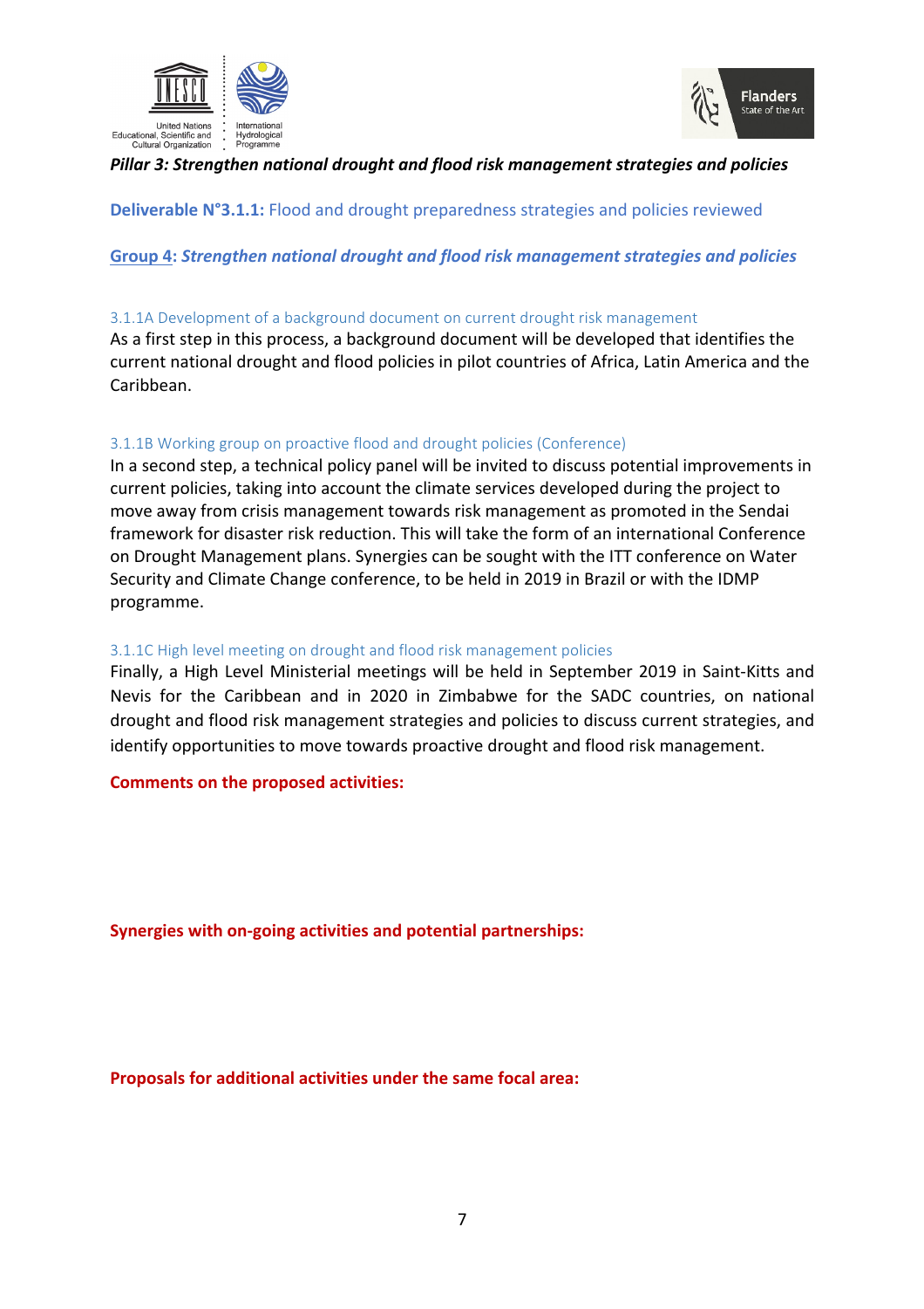***Pillar 3: Strengthen national drought and flood risk management strategies and policies***

**Deliverable N°3.1.1:** Flood and drought preparedness strategies and policies reviewed

**Group 4: *Strengthen national drought and flood risk management strategies and policies***

### 3.1.1A Development of a background document on current drought risk management

As a first step in this process, a background document will be developed that identifies the current national drought and flood policies in pilot countries of Africa, Latin America and the Caribbean.

### 3.1.1B Working group on proactive flood and drought policies (Conference)

In a second step, a technical policy panel will be invited to discuss potential improvements in current policies, taking into account the climate services developed during the project to move away from crisis management towards risk management as promoted in the Sendai framework for disaster risk reduction. This will take the form of an international Conference on Drought Management plans. Synergies can be sought with the ITT conference on Water Security and Climate Change conference, to be held in 2019 in Brazil or with the IDMP programme.

### 3.1.1C High level meeting on drought and flood risk management policies

Finally, a High Level Ministerial meetings will be held in September 2019 in Saint-Kitts and Nevis for the Caribbean and in 2020 in Zimbabwe for the SADC countries, on national drought and flood risk management strategies and policies to discuss current strategies, and identify opportunities to move towards proactive drought and flood risk management.

**Comments on the proposed activities:**

**Synergies with on-going activities and potential partnerships:**

**Proposals for additional activities under the same focal area:**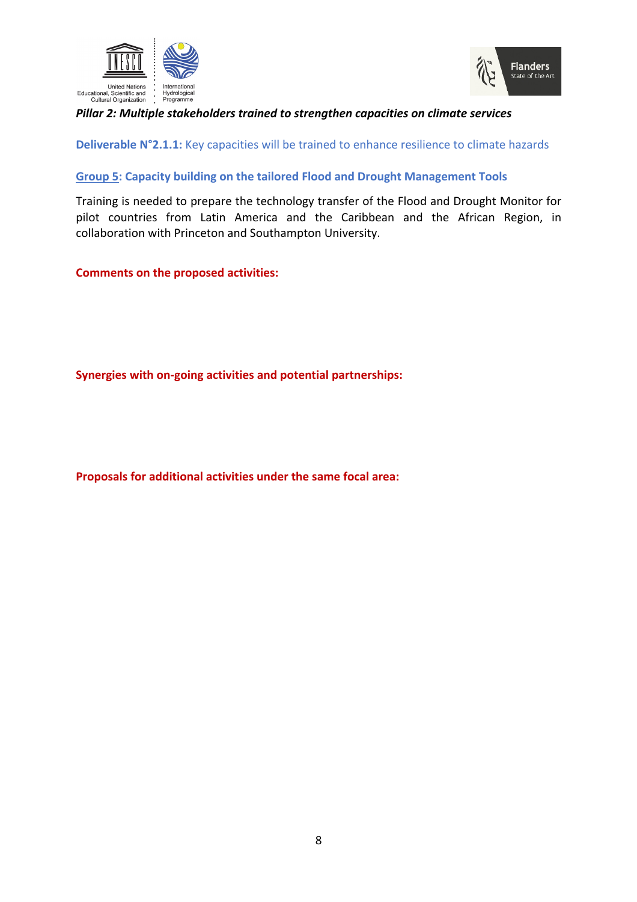*Pillar 2: Multiple stakeholders trained to strengthen capacities on climate services*

**Deliverable N°2.1.1:** Key capacities will be trained to enhance resilience to climate hazards

### Group 5: Capacity building on the tailored Flood and Drought Management Tools

Training is needed to prepare the technology transfer of the Flood and Drought Monitor for pilot countries from Latin America and the Caribbean and the African Region, in collaboration with Princeton and Southampton University.

**Comments on the proposed activities:**

**Synergies with on-going activities and potential partnerships:**

**Proposals for additional activities under the same focal area:**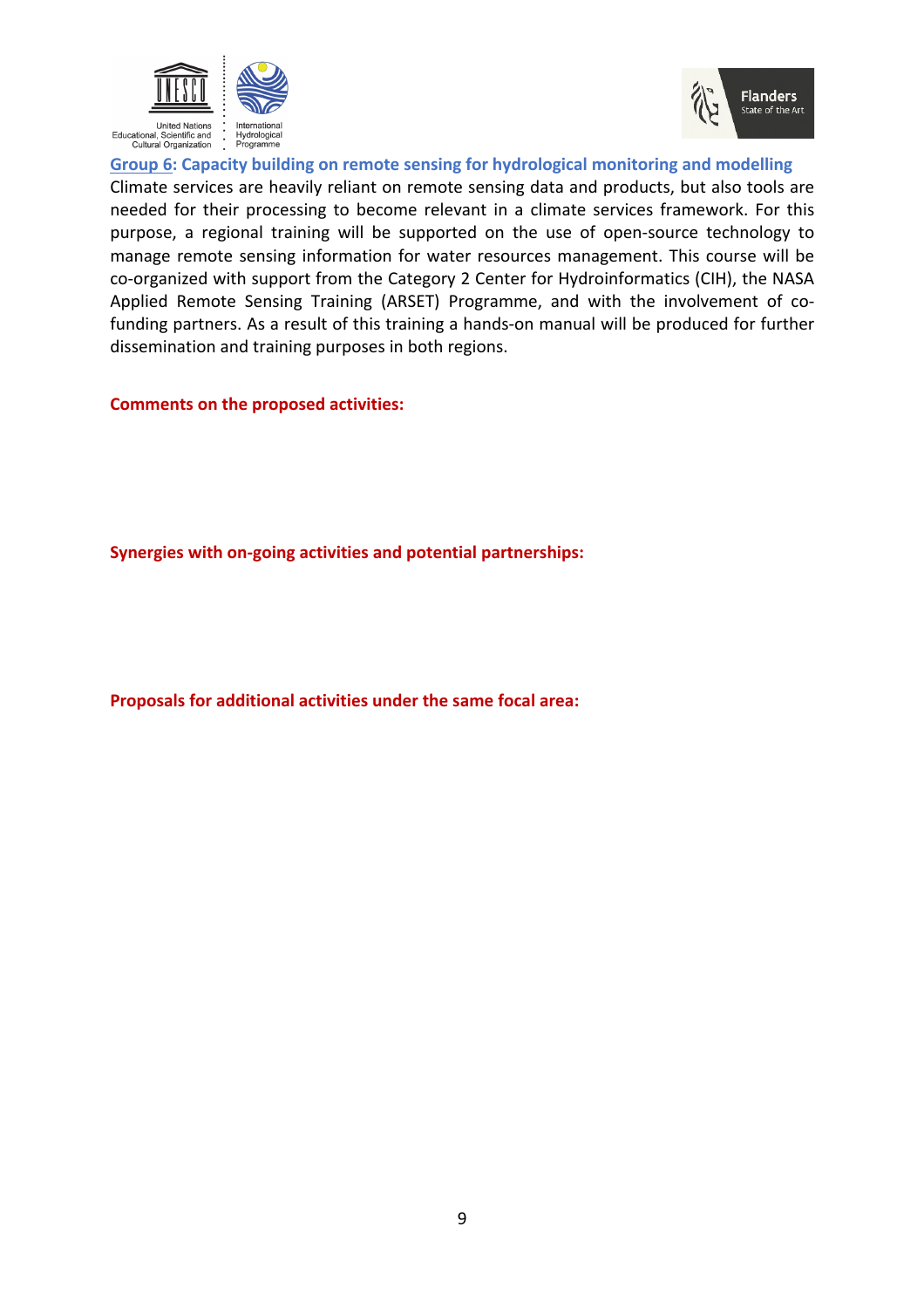## Group 6: Capacity building on remote sensing for hydrological monitoring and modelling

Climate services are heavily reliant on remote sensing data and products, but also tools are needed for their processing to become relevant in a climate services framework. For this purpose, a regional training will be supported on the use of open-source technology to manage remote sensing information for water resources management. This course will be co-organized with support from the Category 2 Center for Hydroinformatics (CIH), the NASA Applied Remote Sensing Training (ARSET) Programme, and with the involvement of co-funding partners. As a result of this training a hands-on manual will be produced for further dissemination and training purposes in both regions.

**Comments on the proposed activities:**

**Synergies with on-going activities and potential partnerships:**

**Proposals for additional activities under the same focal area:**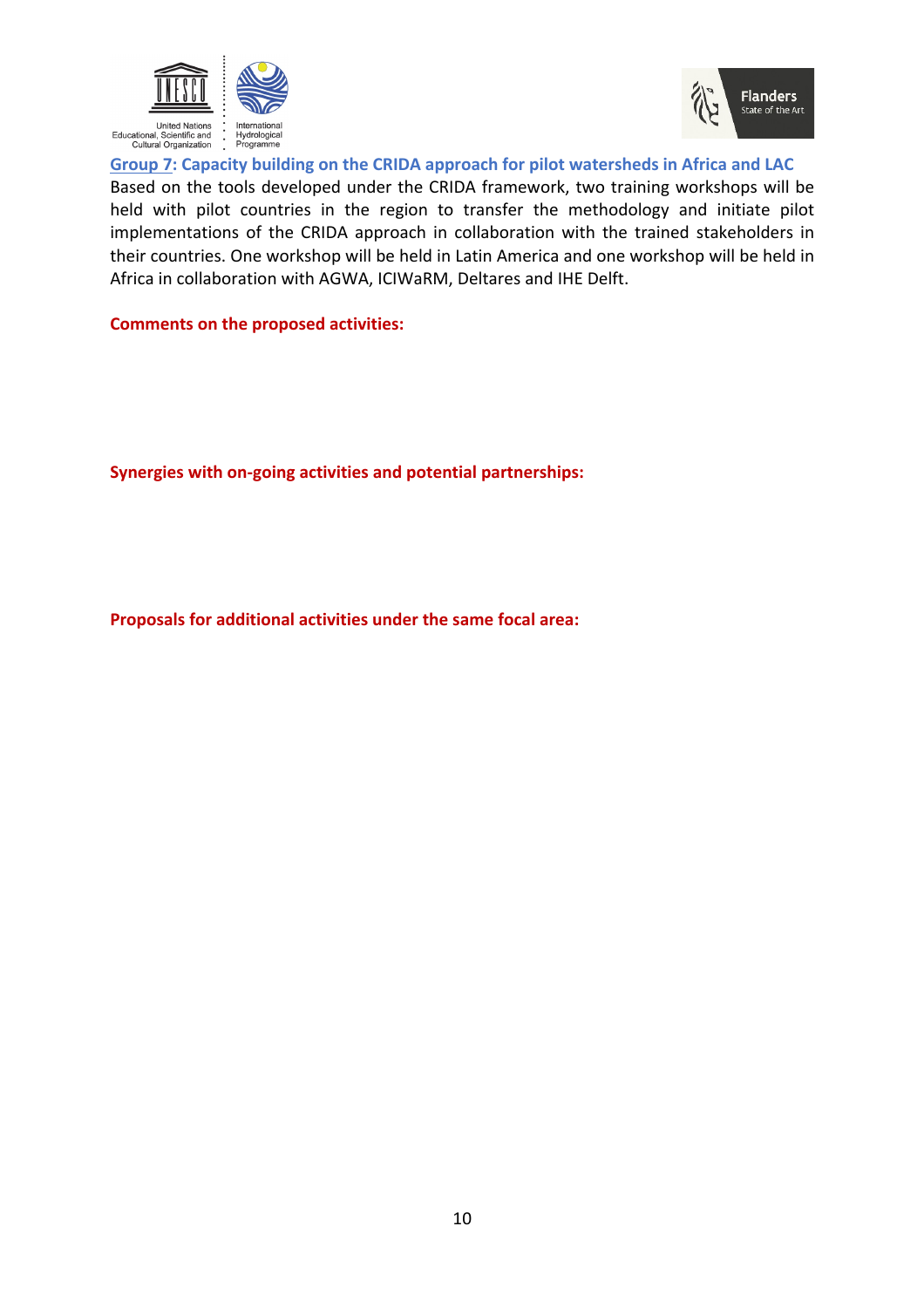## Group 7: Capacity building on the CRIDA approach for pilot watersheds in Africa and LAC

Based on the tools developed under the CRIDA framework, two training workshops will be held with pilot countries in the region to transfer the methodology and initiate pilot implementations of the CRIDA approach in collaboration with the trained stakeholders in their countries. One workshop will be held in Latin America and one workshop will be held in Africa in collaboration with AGWA, ICIWaRM, Deltares and IHE Delft.

**Comments on the proposed activities:**

**Synergies with on-going activities and potential partnerships:**

**Proposals for additional activities under the same focal area:**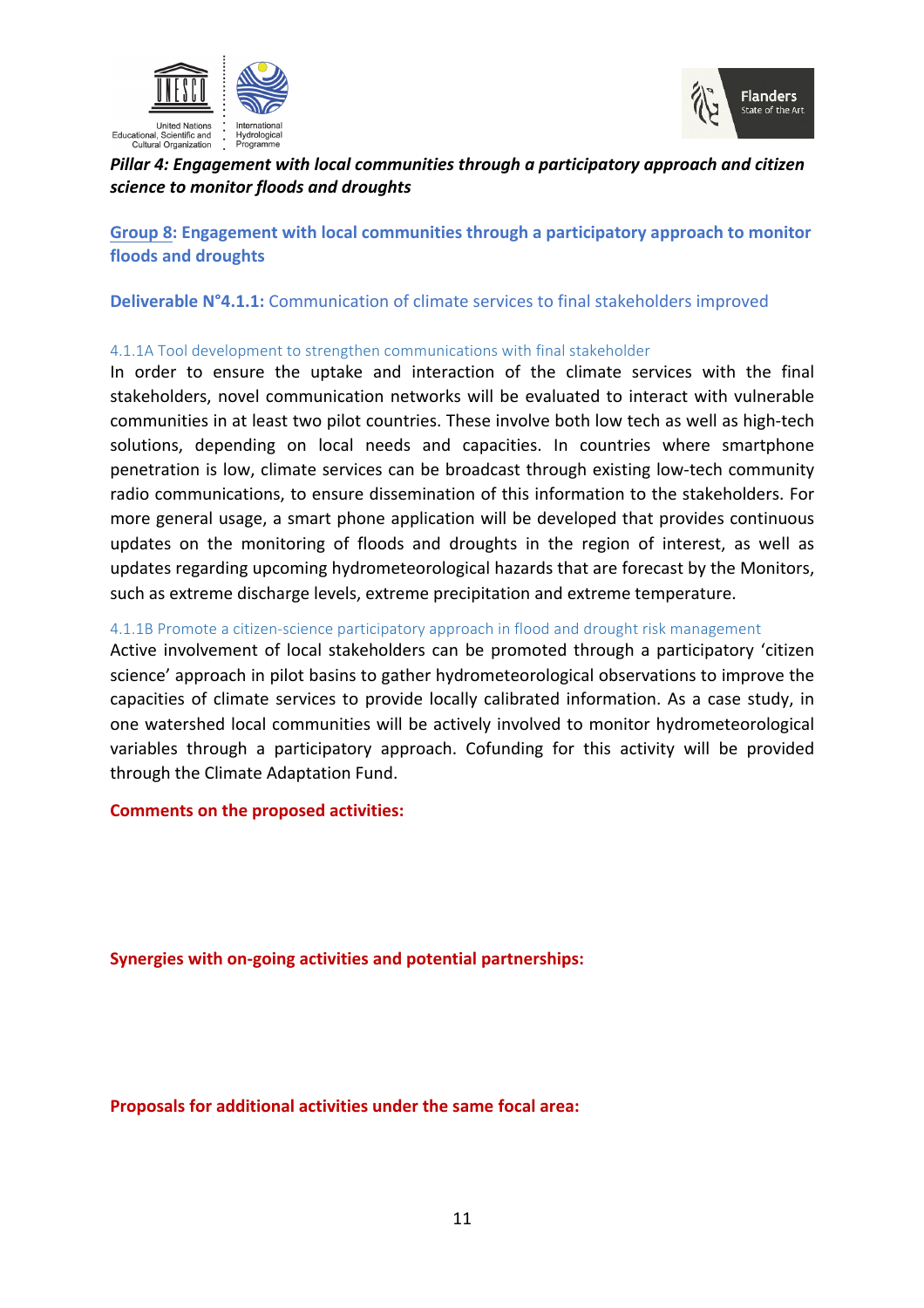***Pillar 4: Engagement with local communities through a participatory approach and citizen science to monitor floods and droughts***

## Group 8: Engagement with local communities through a participatory approach to monitor floods and droughts

**Deliverable N°4.1.1:** Communication of climate services to final stakeholders improved

### 4.1.1A Tool development to strengthen communications with final stakeholder

In order to ensure the uptake and interaction of the climate services with the final stakeholders, novel communication networks will be evaluated to interact with vulnerable communities in at least two pilot countries. These involve both low tech as well as high-tech solutions, depending on local needs and capacities. In countries where smartphone penetration is low, climate services can be broadcast through existing low-tech community radio communications, to ensure dissemination of this information to the stakeholders. For more general usage, a smart phone application will be developed that provides continuous updates on the monitoring of floods and droughts in the region of interest, as well as updates regarding upcoming hydrometeorological hazards that are forecast by the Monitors, such as extreme discharge levels, extreme precipitation and extreme temperature.

### 4.1.1B Promote a citizen-science participatory approach in flood and drought risk management

Active involvement of local stakeholders can be promoted through a participatory 'citizen science' approach in pilot basins to gather hydrometeorological observations to improve the capacities of climate services to provide locally calibrated information. As a case study, in one watershed local communities will be actively involved to monitor hydrometeorological variables through a participatory approach. Cofunding for this activity will be provided through the Climate Adaptation Fund.

**Comments on the proposed activities:**

**Synergies with on-going activities and potential partnerships:**

**Proposals for additional activities under the same focal area:**